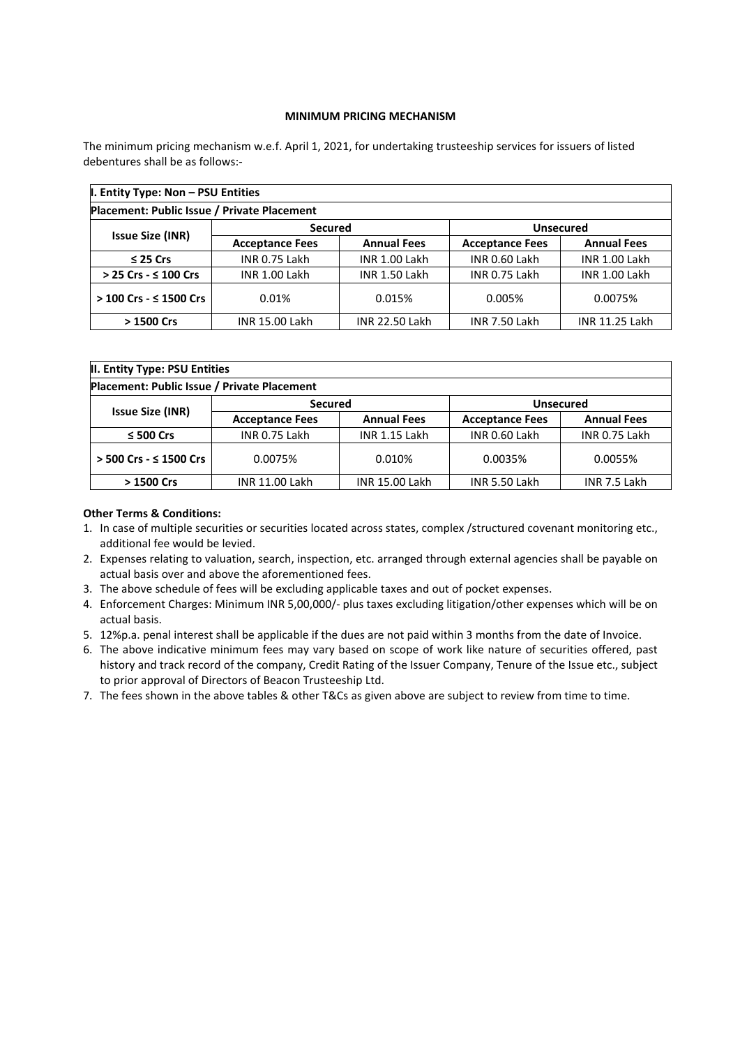# MINIMUM PRICING MECHANISM

The minimum pricing mechanism w.e.f. April 1, 2021, for undertaking trusteeship services for issuers of listed debentures shall be as follows:-

**I. Entity Type: Non – PSU Entities**

**Placement: Public Issue / Private Placement**

| Issue Size (INR) | Secured | | Unsecured | |
|---|---|---|---|---|
| | Acceptance Fees | Annual Fees | Acceptance Fees | Annual Fees |
| ≤ 25 Crs | INR 0.75 Lakh | INR 1.00 Lakh | INR 0.60 Lakh | INR 1.00 Lakh |
| > 25 Crs - ≤ 100 Crs | INR 1.00 Lakh | INR 1.50 Lakh | INR 0.75 Lakh | INR 1.00 Lakh |
| > 100 Crs - ≤ 1500 Crs | 0.01% | 0.015% | 0.005% | 0.0075% |
| > 1500 Crs | INR 15.00 Lakh | INR 22.50 Lakh | INR 7.50 Lakh | INR 11.25 Lakh |

**II. Entity Type: PSU Entities**

**Placement: Public Issue / Private Placement**

| Issue Size (INR) | Secured | | Unsecured | |
|---|---|---|---|---|
| | Acceptance Fees | Annual Fees | Acceptance Fees | Annual Fees |
| ≤ 500 Crs | INR 0.75 Lakh | INR 1.15 Lakh | INR 0.60 Lakh | INR 0.75 Lakh |
| > 500 Crs - ≤ 1500 Crs | 0.0075% | 0.010% | 0.0035% | 0.0055% |
| > 1500 Crs | INR 11.00 Lakh | INR 15.00 Lakh | INR 5.50 Lakh | INR 7.5 Lakh |

**Other Terms & Conditions:**

1. In case of multiple securities or securities located across states, complex /structured covenant monitoring etc., additional fee would be levied.
2. Expenses relating to valuation, search, inspection, etc. arranged through external agencies shall be payable on actual basis over and above the aforementioned fees.
3. The above schedule of fees will be excluding applicable taxes and out of pocket expenses.
4. Enforcement Charges: Minimum INR 5,00,000/- plus taxes excluding litigation/other expenses which will be on actual basis.
5. 12%p.a. penal interest shall be applicable if the dues are not paid within 3 months from the date of Invoice.
6. The above indicative minimum fees may vary based on scope of work like nature of securities offered, past history and track record of the company, Credit Rating of the Issuer Company, Tenure of the Issue etc., subject to prior approval of Directors of Beacon Trusteeship Ltd.
7. The fees shown in the above tables & other T&Cs as given above are subject to review from time to time.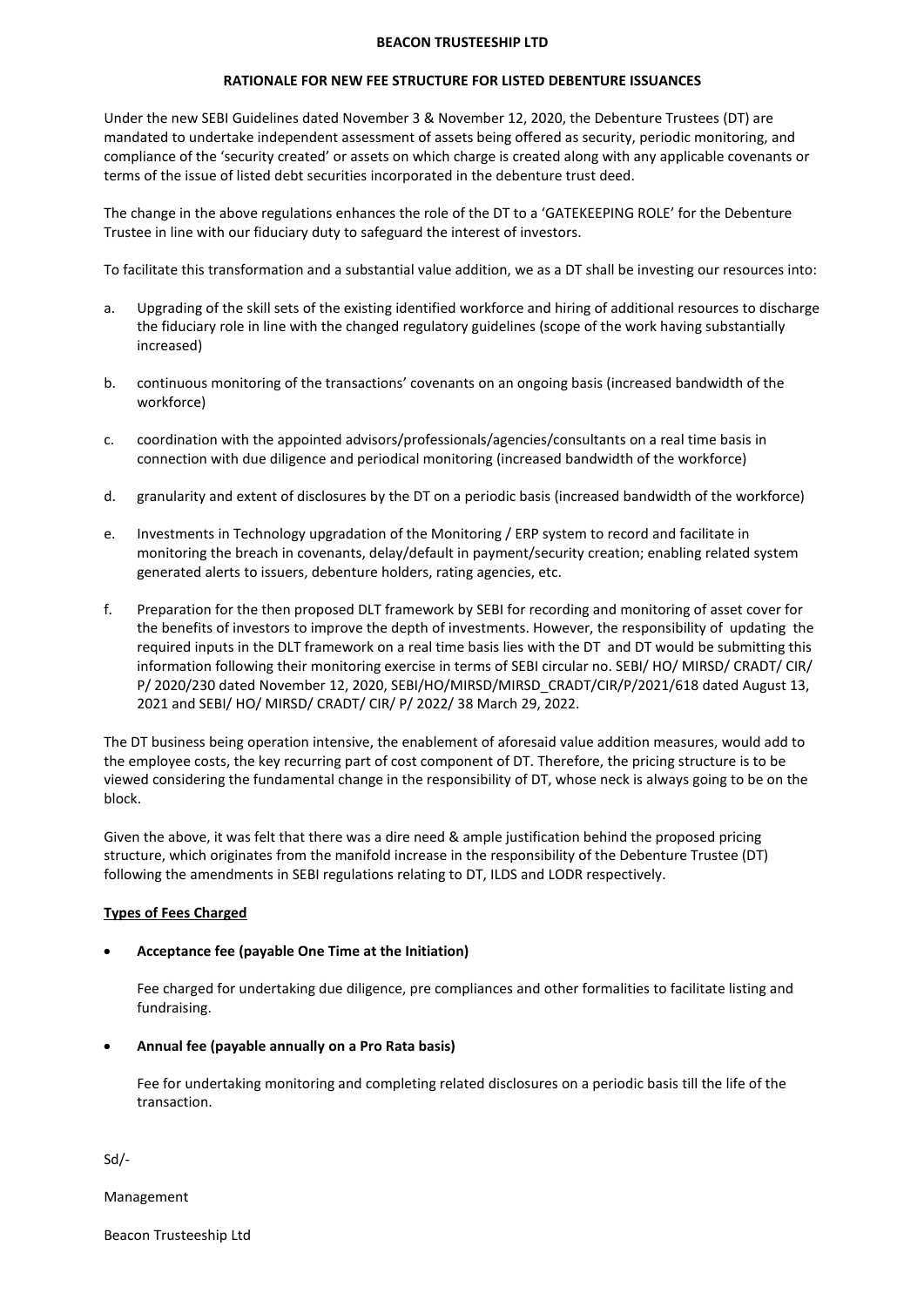**BEACON TRUSTEESHIP LTD**

**RATIONALE FOR NEW FEE STRUCTURE FOR LISTED DEBENTURE ISSUANCES**

Under the new SEBI Guidelines dated November 3 & November 12, 2020, the Debenture Trustees (DT) are mandated to undertake independent assessment of assets being offered as security, periodic monitoring, and compliance of the 'security created' or assets on which charge is created along with any applicable covenants or terms of the issue of listed debt securities incorporated in the debenture trust deed.

The change in the above regulations enhances the role of the DT to a 'GATEKEEPING ROLE' for the Debenture Trustee in line with our fiduciary duty to safeguard the interest of investors.

To facilitate this transformation and a substantial value addition, we as a DT shall be investing our resources into:

a. Upgrading of the skill sets of the existing identified workforce and hiring of additional resources to discharge the fiduciary role in line with the changed regulatory guidelines (scope of the work having substantially increased)

b. continuous monitoring of the transactions' covenants on an ongoing basis (increased bandwidth of the workforce)

c. coordination with the appointed advisors/professionals/agencies/consultants on a real time basis in connection with due diligence and periodical monitoring (increased bandwidth of the workforce)

d. granularity and extent of disclosures by the DT on a periodic basis (increased bandwidth of the workforce)

e. Investments in Technology upgradation of the Monitoring / ERP system to record and facilitate in monitoring the breach in covenants, delay/default in payment/security creation; enabling related system generated alerts to issuers, debenture holders, rating agencies, etc.

f. Preparation for the then proposed DLT framework by SEBI for recording and monitoring of asset cover for the benefits of investors to improve the depth of investments. However, the responsibility of updating the required inputs in the DLT framework on a real time basis lies with the DT and DT would be submitting this information following their monitoring exercise in terms of SEBI circular no. SEBI/ HO/ MIRSD/ CRADT/ CIR/ P/ 2020/230 dated November 12, 2020, SEBI/HO/MIRSD/MIRSD_CRADT/CIR/P/2021/618 dated August 13, 2021 and SEBI/ HO/ MIRSD/ CRADT/ CIR/ P/ 2022/ 38 March 29, 2022.

The DT business being operation intensive, the enablement of aforesaid value addition measures, would add to the employee costs, the key recurring part of cost component of DT. Therefore, the pricing structure is to be viewed considering the fundamental change in the responsibility of DT, whose neck is always going to be on the block.

Given the above, it was felt that there was a dire need & ample justification behind the proposed pricing structure, which originates from the manifold increase in the responsibility of the Debenture Trustee (DT) following the amendments in SEBI regulations relating to DT, ILDS and LODR respectively.

**<u>Types of Fees Charged</u>**

- **Acceptance fee (payable One Time at the Initiation)**

  Fee charged for undertaking due diligence, pre compliances and other formalities to facilitate listing and fundraising.

- **Annual fee (payable annually on a Pro Rata basis)**

  Fee for undertaking monitoring and completing related disclosures on a periodic basis till the life of the transaction.

Sd/-

Management

Beacon Trusteeship Ltd